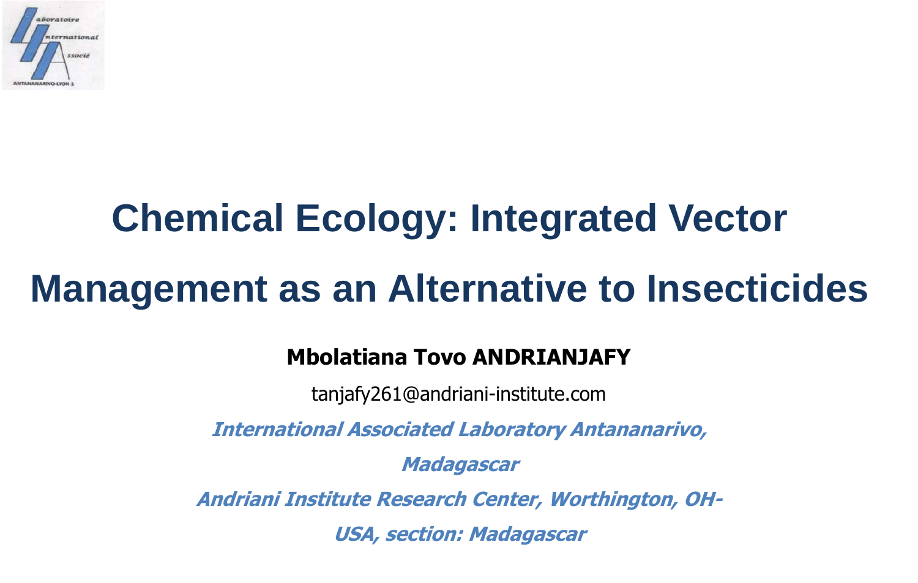# Chemical Ecology: Integrated Vector Management as an Alternative to Insecticides

**Mbolatiana Tovo ANDRIANJAFY**

tanjafy261@andriani-institute.com

***International Associated Laboratory Antananarivo, Madagascar***

***Andriani Institute Research Center, Worthington, OH-USA, section: Madagascar***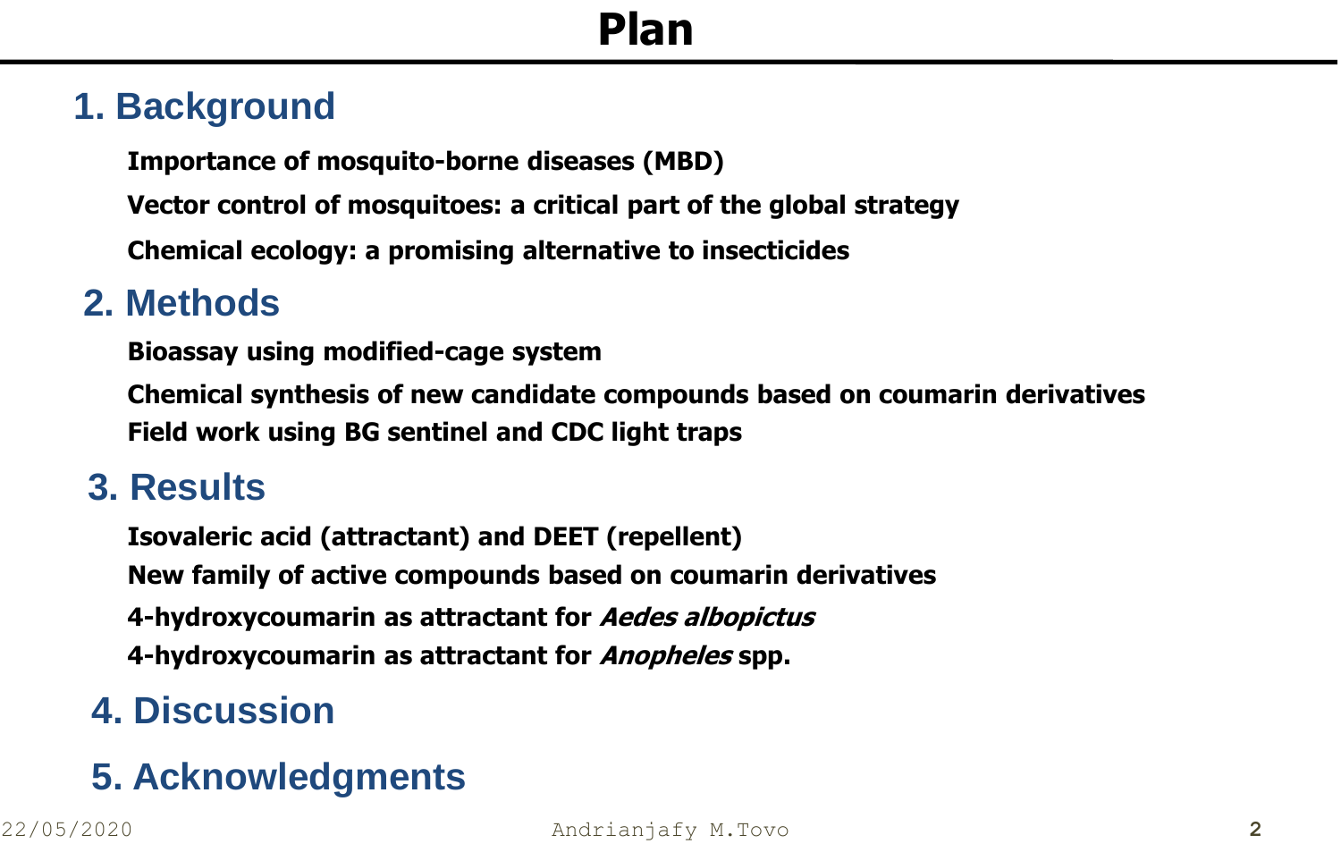# Plan

## 1. Background

**Importance of mosquito-borne diseases (MBD)**

**Vector control of mosquitoes: a critical part of the global strategy**

**Chemical ecology: a promising alternative to insecticides**

## 2. Methods

**Bioassay using modified-cage system**

**Chemical synthesis of new candidate compounds based on coumarin derivatives**

**Field work using BG sentinel and CDC light traps**

## 3. Results

**Isovaleric acid (attractant) and DEET (repellent)**

**New family of active compounds based on coumarin derivatives**

**4-hydroxycoumarin as attractant for *Aedes albopictus***

**4-hydroxycoumarin as attractant for *Anopheles* spp.**

## 4. Discussion

## 5. Acknowledgments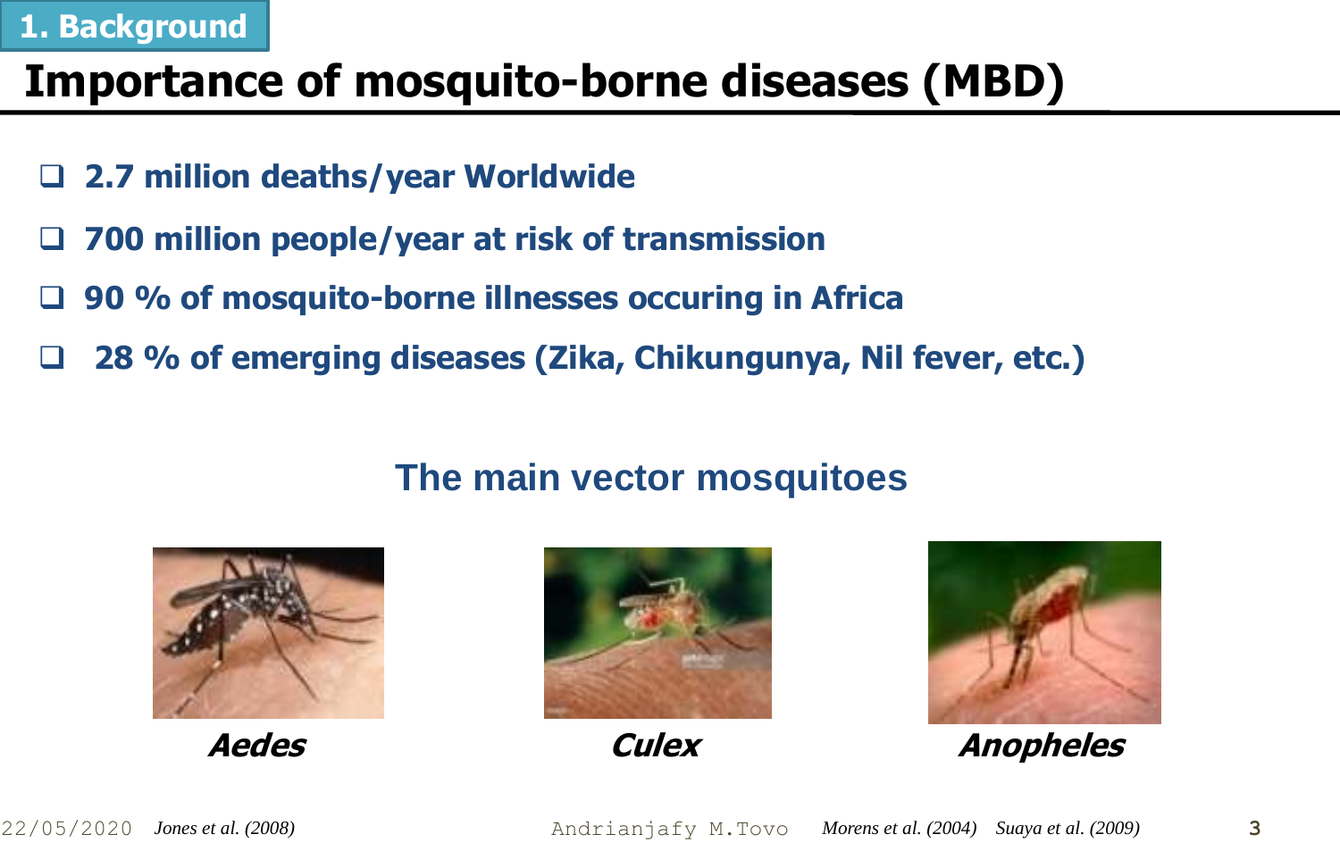## 1. Background

# Importance of mosquito-borne diseases (MBD)

- 2.7 million deaths/year Worldwide
- 700 million people/year at risk of transmission
- 90 % of mosquito-borne illnesses occuring in Africa
- 28 % of emerging diseases (Zika, Chikungunya, Nil fever, etc.)

### The main vector mosquitoes

***Aedes*** ***Culex*** ***Anopheles***

*Jones et al. (2008)* *Morens et al. (2004)* *Suaya et al. (2009)*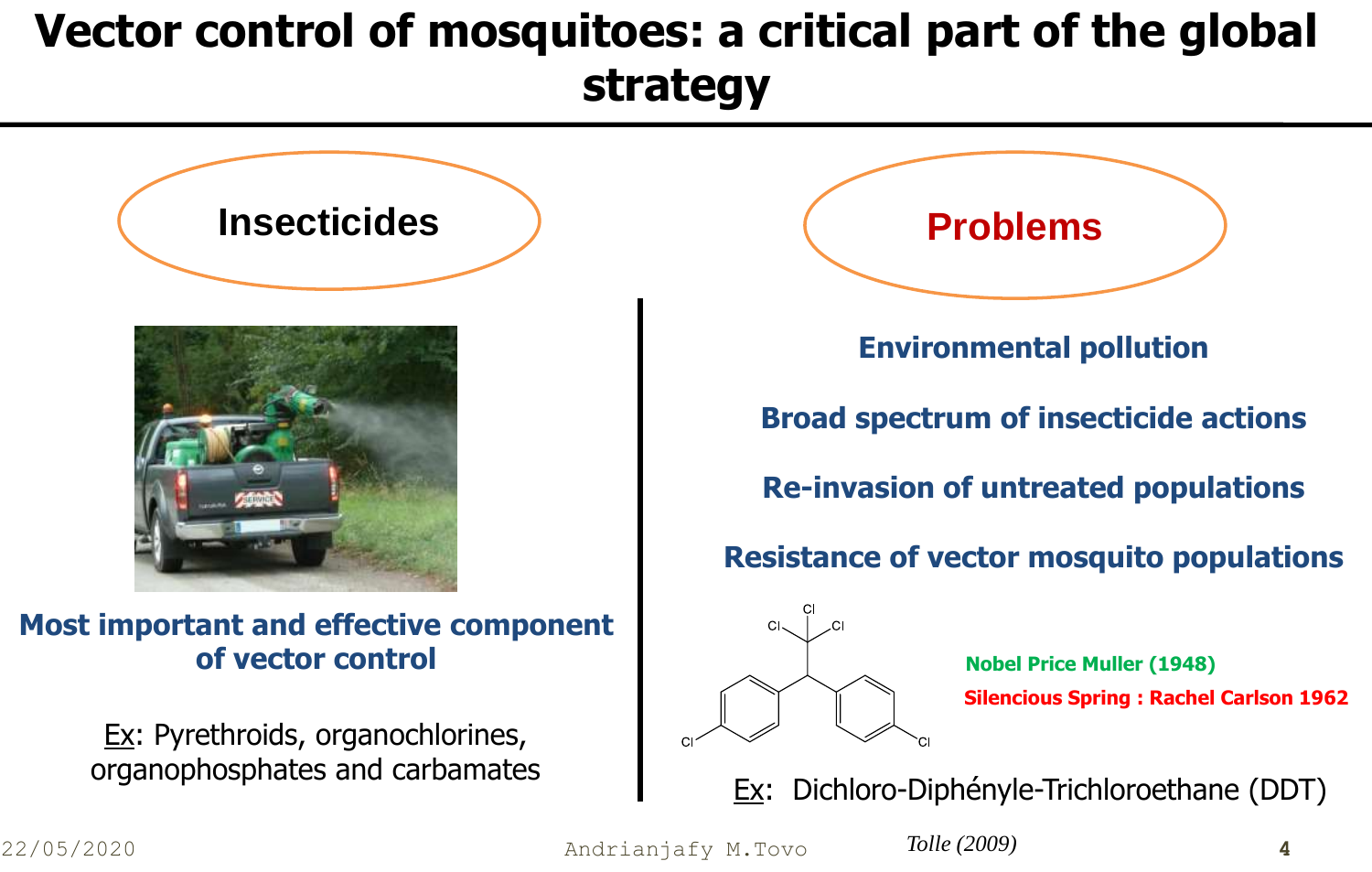# Vector control of mosquitoes: a critical part of the global strategy

## Insecticides

**Most important and effective component of vector control**

Ex: Pyrethroids, organochlorines, organophosphates and carbamates

## Problems

**Environmental pollution**

**Broad spectrum of insecticide actions**

**Re-invasion of untreated populations**

**Resistance of vector mosquito populations**

**Nobel Price Muller (1948)**

**Silencious Spring : Rachel Carlson 1962**

Ex: Dichloro-Diphényle-Trichloroethane (DDT)

*Tolle (2009)*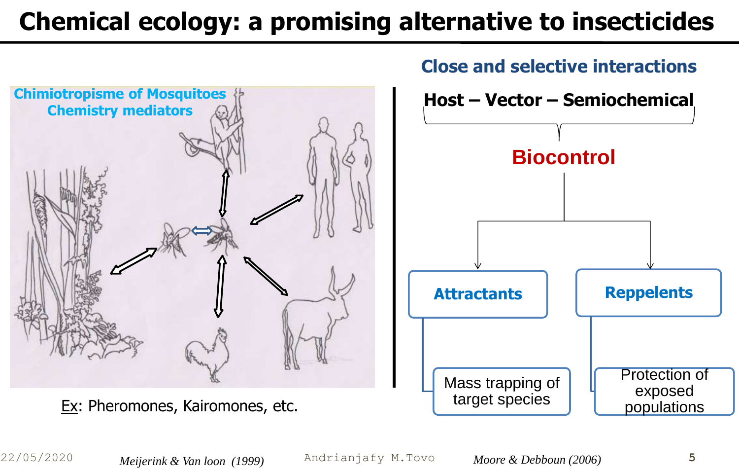# Chemical ecology: a promising alternative to insecticides

**Chimiotropisme of Mosquitoes**
**Chemistry mediators**

Ex: Pheromones, Kairomones, etc.

*Meijerink & Van loon (1999)*

## Close and selective interactions

**Host – Vector – Semiochemical**

**Biocontrol**

- **Attractants**
  - Mass trapping of target species
- **Reppelents**
  - Protection of exposed populations

*Moore & Debboun (2006)*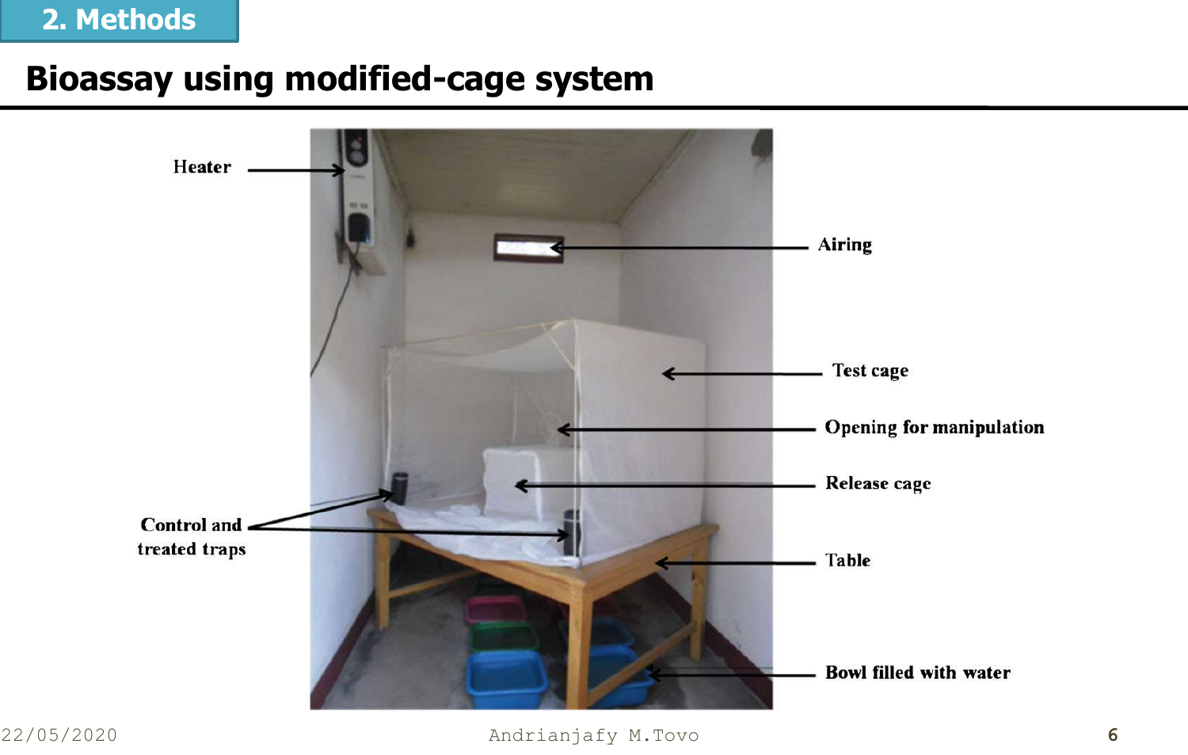# 2. Methods

## Bioassay using modified-cage system

Heater

Airing

Test cage

Opening for manipulation

Release cage

Control and treated traps

Table

Bowl filled with water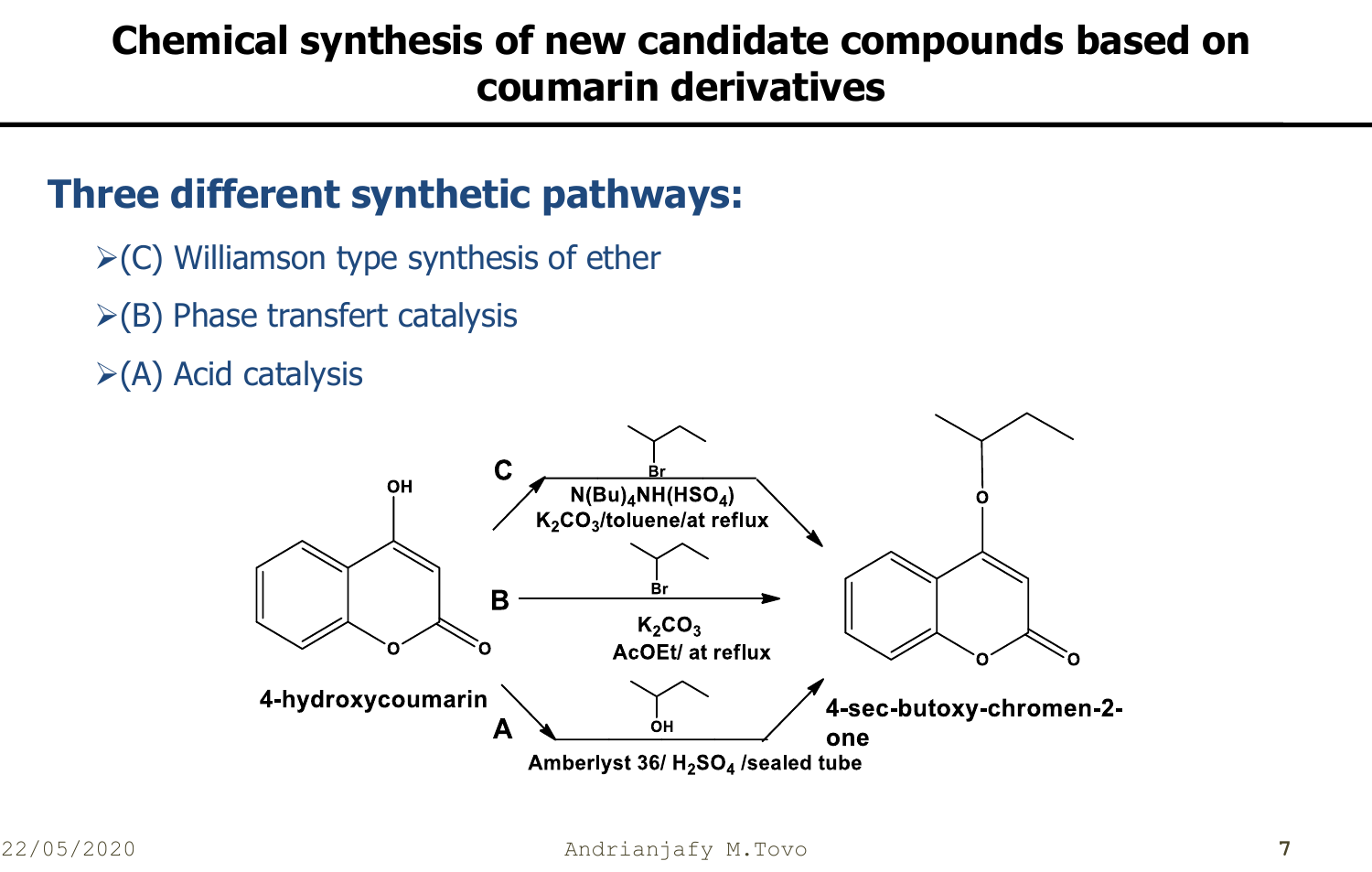# Chemical synthesis of new candidate compounds based on coumarin derivatives

## Three different synthetic pathways:

- (C) Williamson type synthesis of ether
- (B) Phase transfert catalysis
- (A) Acid catalysis

4-hydroxycoumarin

C: $N(Bu)_4NH(HSO_4)$, $K_2CO_3$/toluene/at reflux

B: $K_2CO_3$, AcOEt/ at reflux

A: Amberlyst 36/ $H_2SO_4$ /sealed tube

4-sec-butoxy-chromen-2-one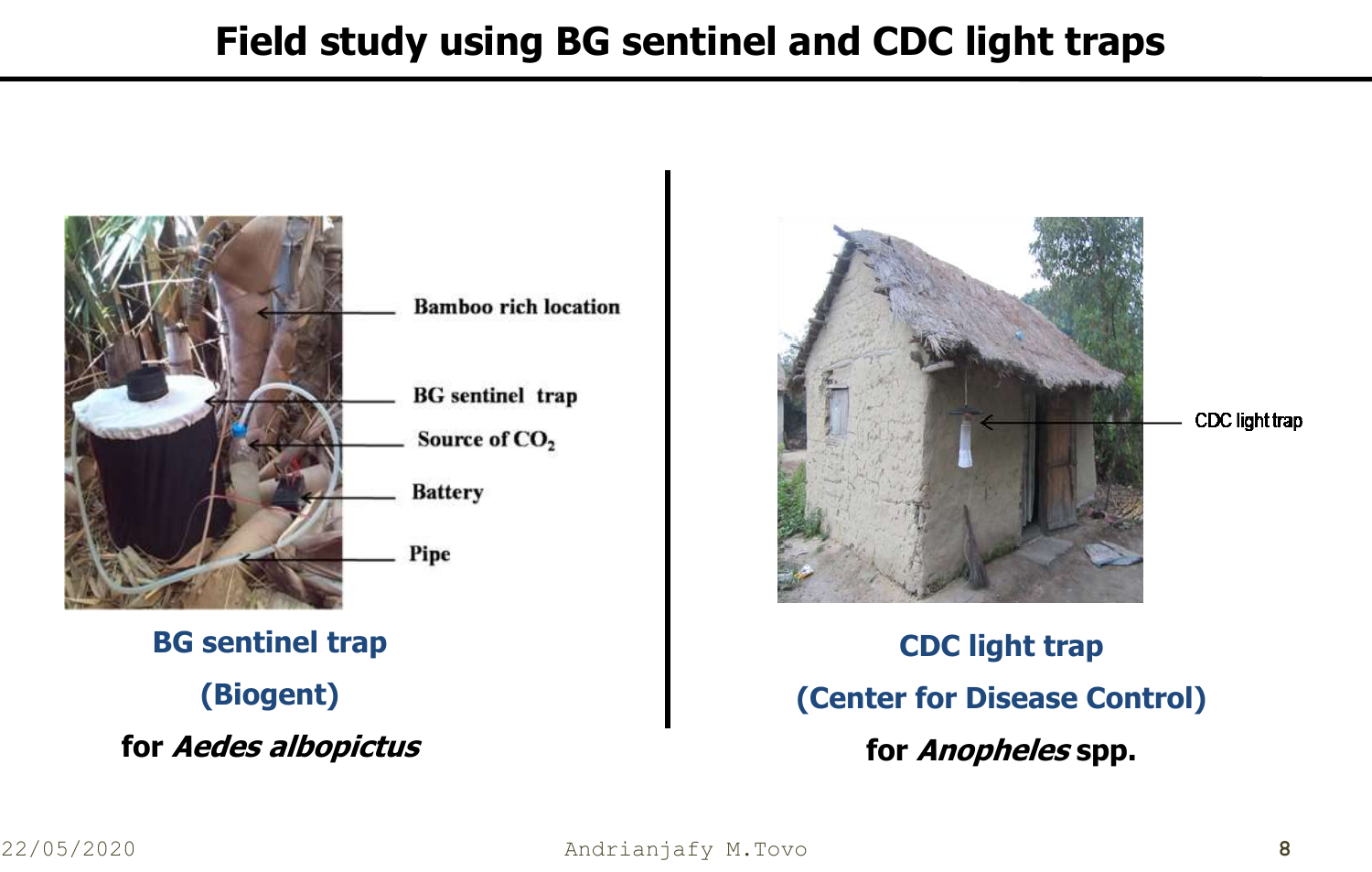# Field study using BG sentinel and CDC light traps

Bamboo rich location

BG sentinel trap

Source of $CO_2$

Battery

Pipe

**BG sentinel trap**

**(Biogent)**

**for *Aedes albopictus***

CDC light trap

**CDC light trap**

**(Center for Disease Control)**

**for *Anopheles* spp.**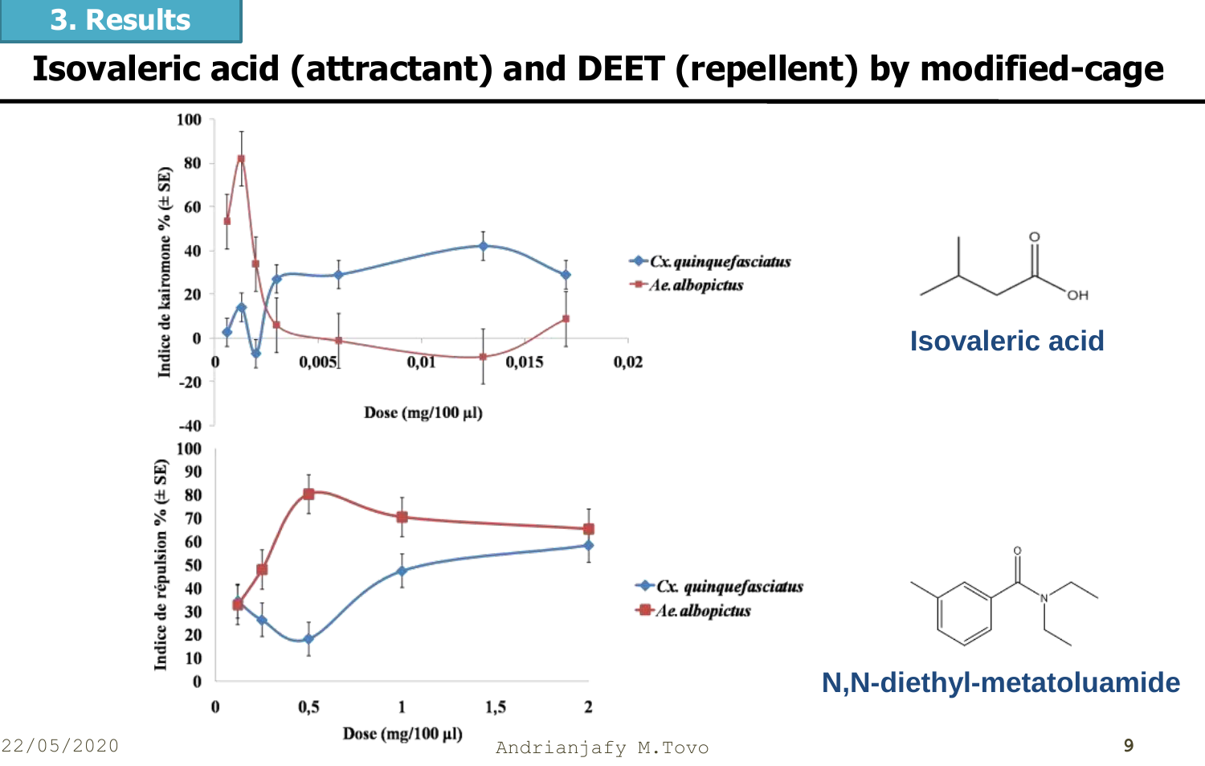## 3. Results

# Isovaleric acid (attractant) and DEET (repellent) by modified-cage

Indice de kairomone % (± SE)

Dose (mg/100 µl)

*Cx. quinquefasciatus*

*Ae. albopictus*

**Isovaleric acid**

Indice de répulsion % (± SE)

Dose (mg/100 µl)

*Cx. quinquefasciatus*

*Ae. albopictus*

**N,N-diethyl-metatoluamide**

22/05/2020 Andrianjafy M.Tovo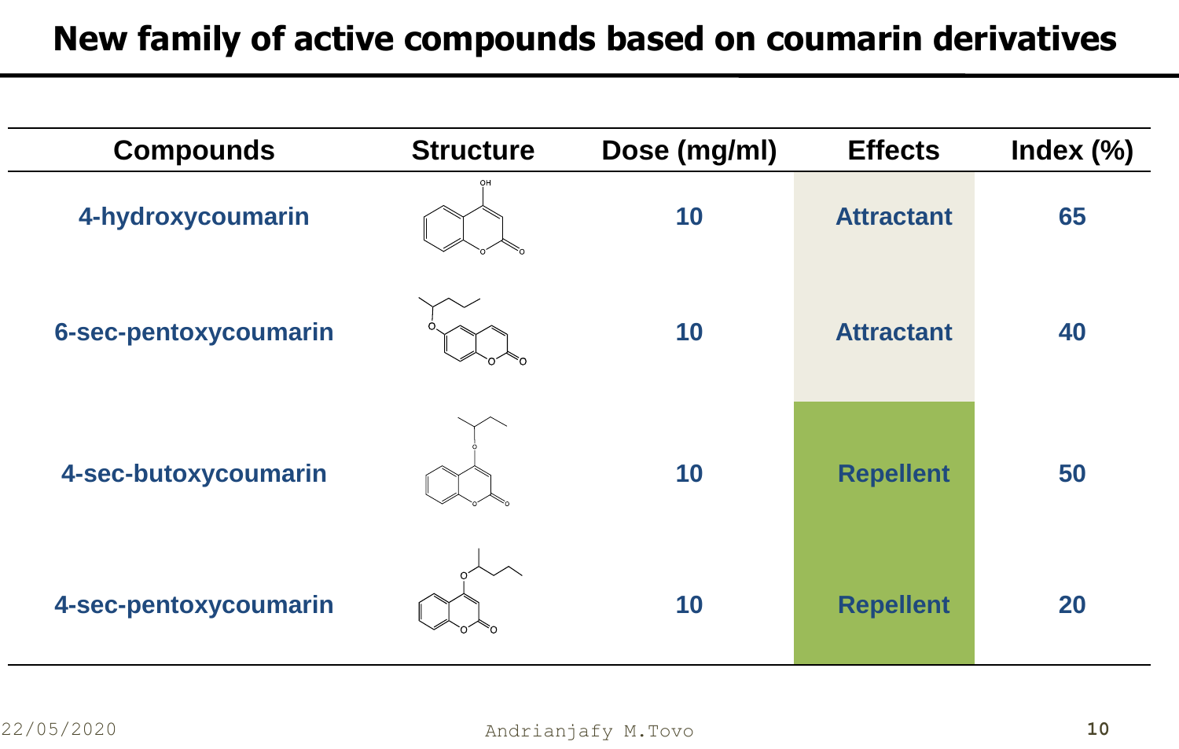# New family of active compounds based on coumarin derivatives

| Compounds | Structure | Dose (mg/ml) | Effects | Index (%) |
|---|---|---|---|---|
| 4-hydroxycoumarin | | 10 | Attractant | 65 |
| 6-sec-pentoxycoumarin | | 10 | Attractant | 40 |
| 4-sec-butoxycoumarin | | 10 | Repellent | 50 |
| 4-sec-pentoxycoumarin | | 10 | Repellent | 20 |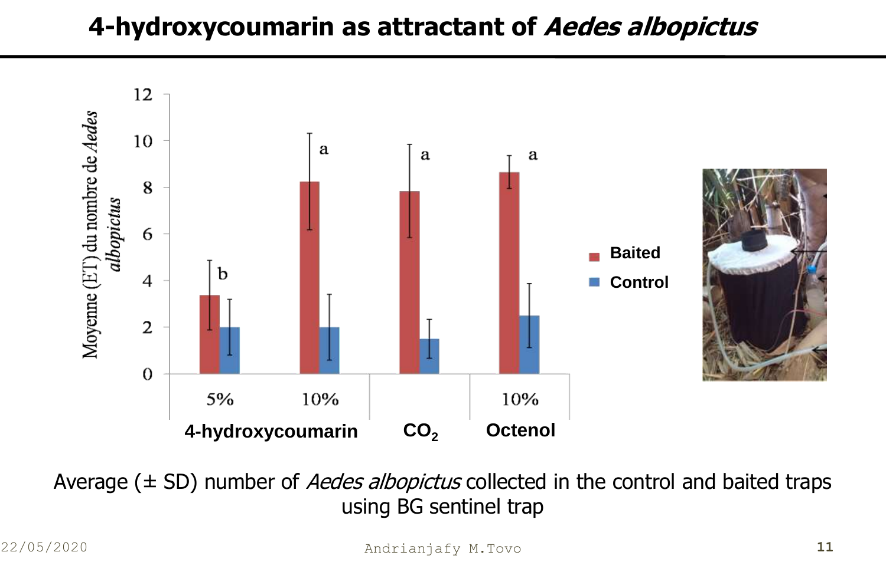# 4-hydroxycoumarin as attractant of *Aedes albopictus*

Average (± SD) number of *Aedes albopictus* collected in the control and baited traps using BG sentinel trap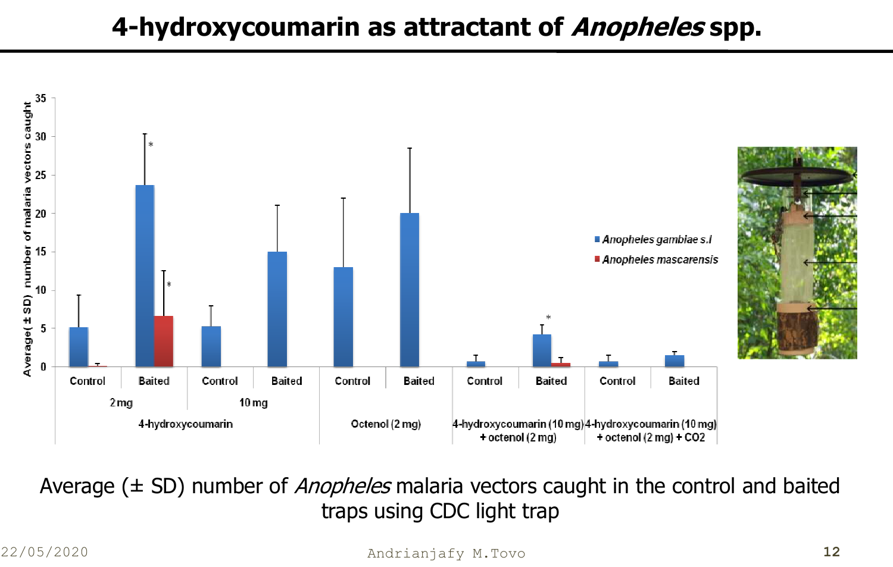# 4-hydroxycoumarin as attractant of *Anopheles* spp.

Average (± SD) number of *Anopheles* malaria vectors caught in the control and baited traps using CDC light trap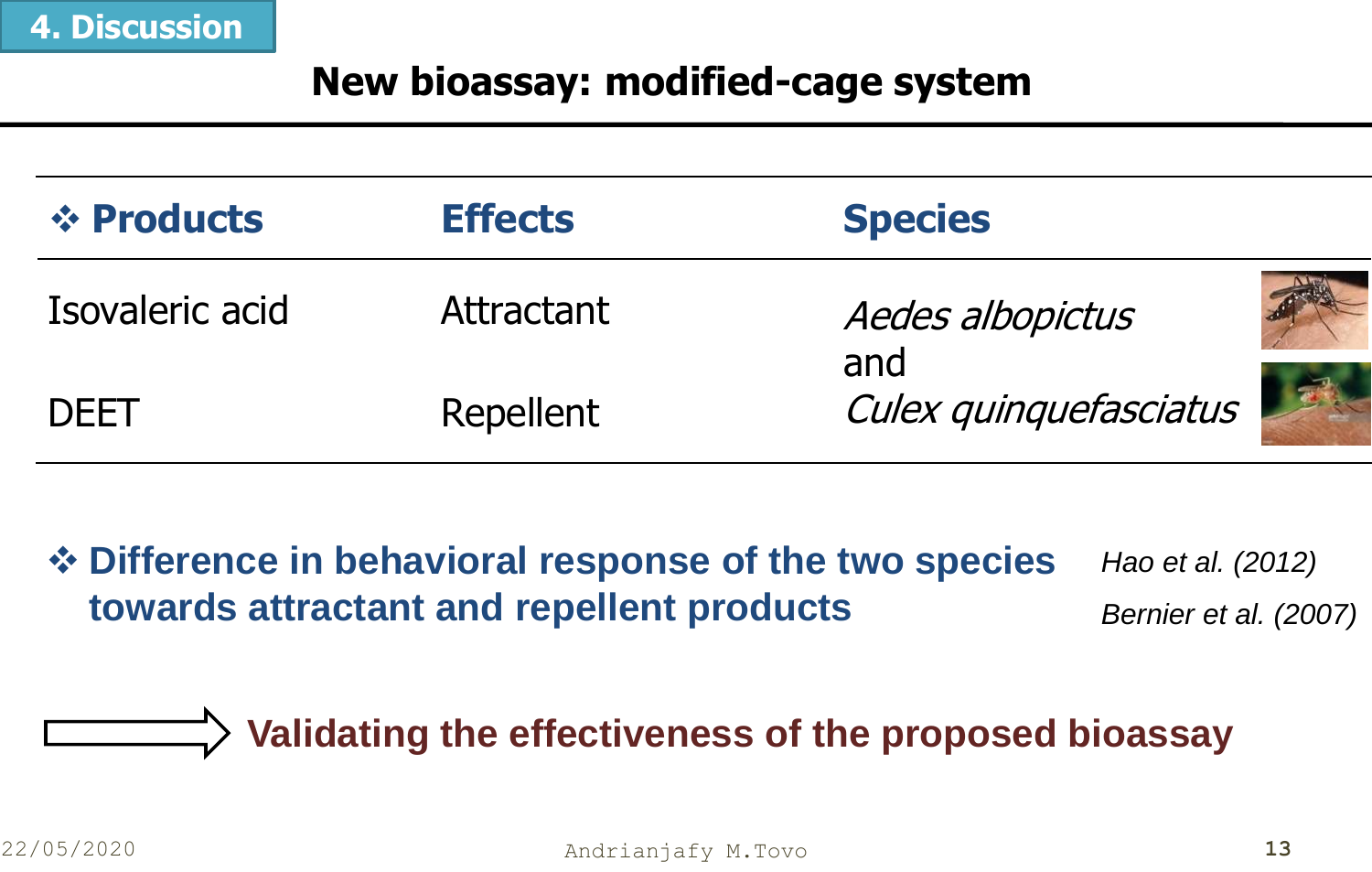## 4. Discussion

# New bioassay: modified-cage system

| ❖ **Products** | **Effects** | **Species** |
|---|---|---|
| Isovaleric acid | Attractant | *Aedes albopictus* and *Culex quinquefasciatus* |
| DEET | Repellent | |

❖ **Difference in behavioral response of the two species towards attractant and repellent products**

*Hao et al. (2012)*

*Bernier et al. (2007)*

⇨ **Validating the effectiveness of the proposed bioassay**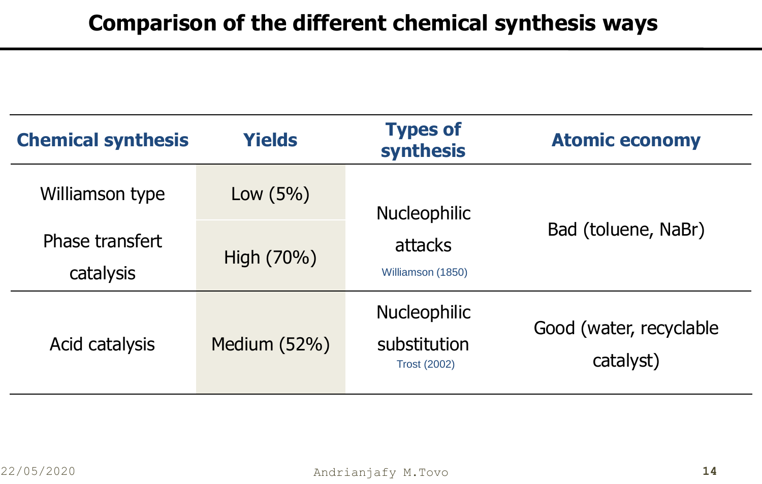# Comparison of the different chemical synthesis ways

| Chemical synthesis | Yields | Types of synthesis | Atomic economy |
|---|---|---|---|
| Williamson type | Low (5%) | Nucleophilic attacks Williamson (1850) | Bad (toluene, NaBr) |
| Phase transfert catalysis | High (70%) | | |
| Acid catalysis | Medium (52%) | Nucleophilic substitution Trost (2002) | Good (water, recyclable catalyst) |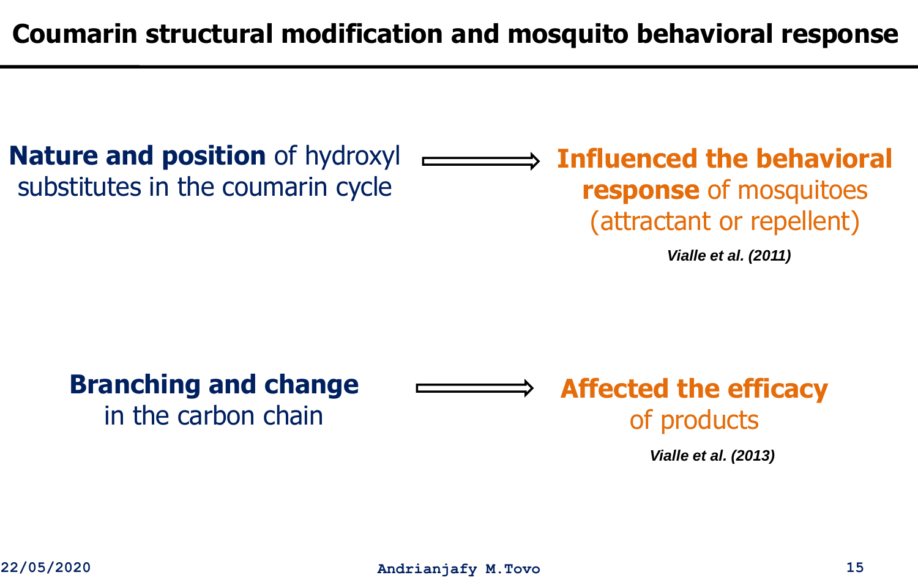# Coumarin structural modification and mosquito behavioral response

**Nature and position** of hydroxyl substitutes in the coumarin cycle ⟹ **Influenced the behavioral response** of mosquitoes (attractant or repellent)

***Vialle et al. (2011)***

**Branching and change** in the carbon chain ⟹ **Affected the efficacy** of products

***Vialle et al. (2013)***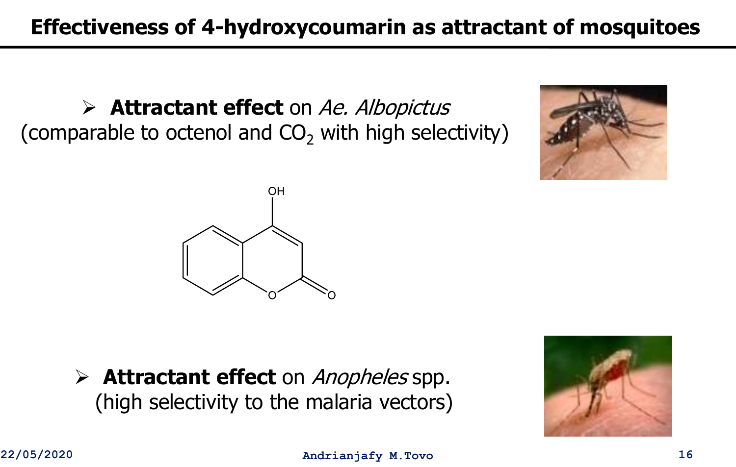# Effectiveness of 4-hydroxycoumarin as attractant of mosquitoes

- **Attractant effect** on *Ae. Albopictus* (comparable to octenol and $CO_2$ with high selectivity)

- **Attractant effect** on *Anopheles* spp. (high selectivity to the malaria vectors)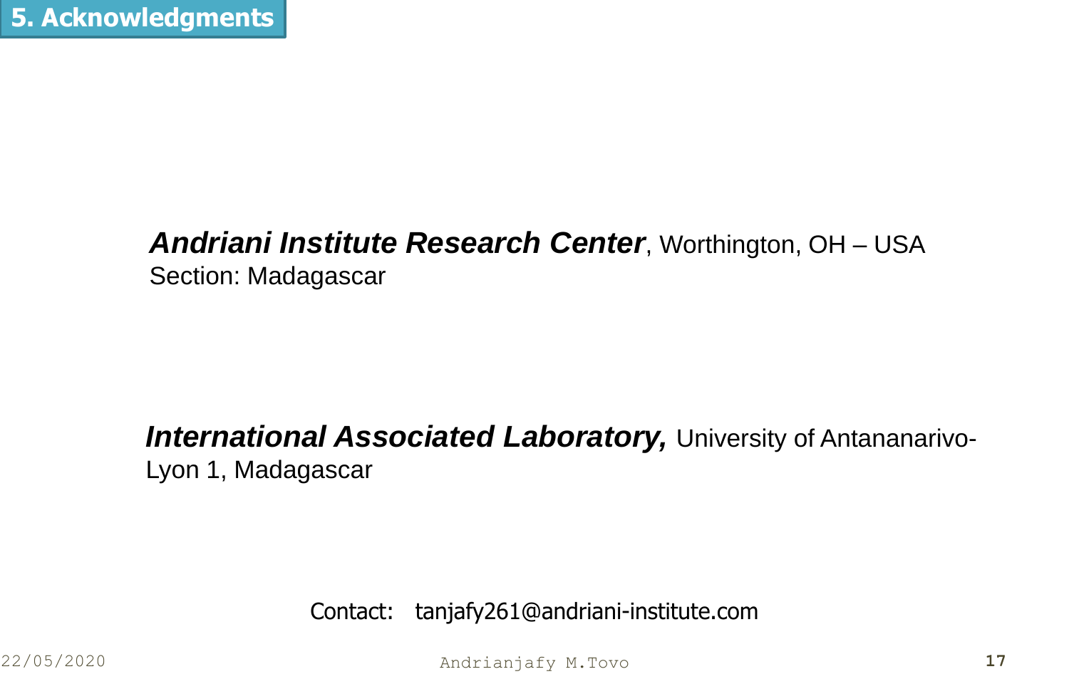# 5. Acknowledgments

***Andriani Institute Research Center***, Worthington, OH – USA
Section: Madagascar

***International Associated Laboratory,*** University of Antananarivo-Lyon 1, Madagascar

Contact: tanjafy261@andriani-institute.com